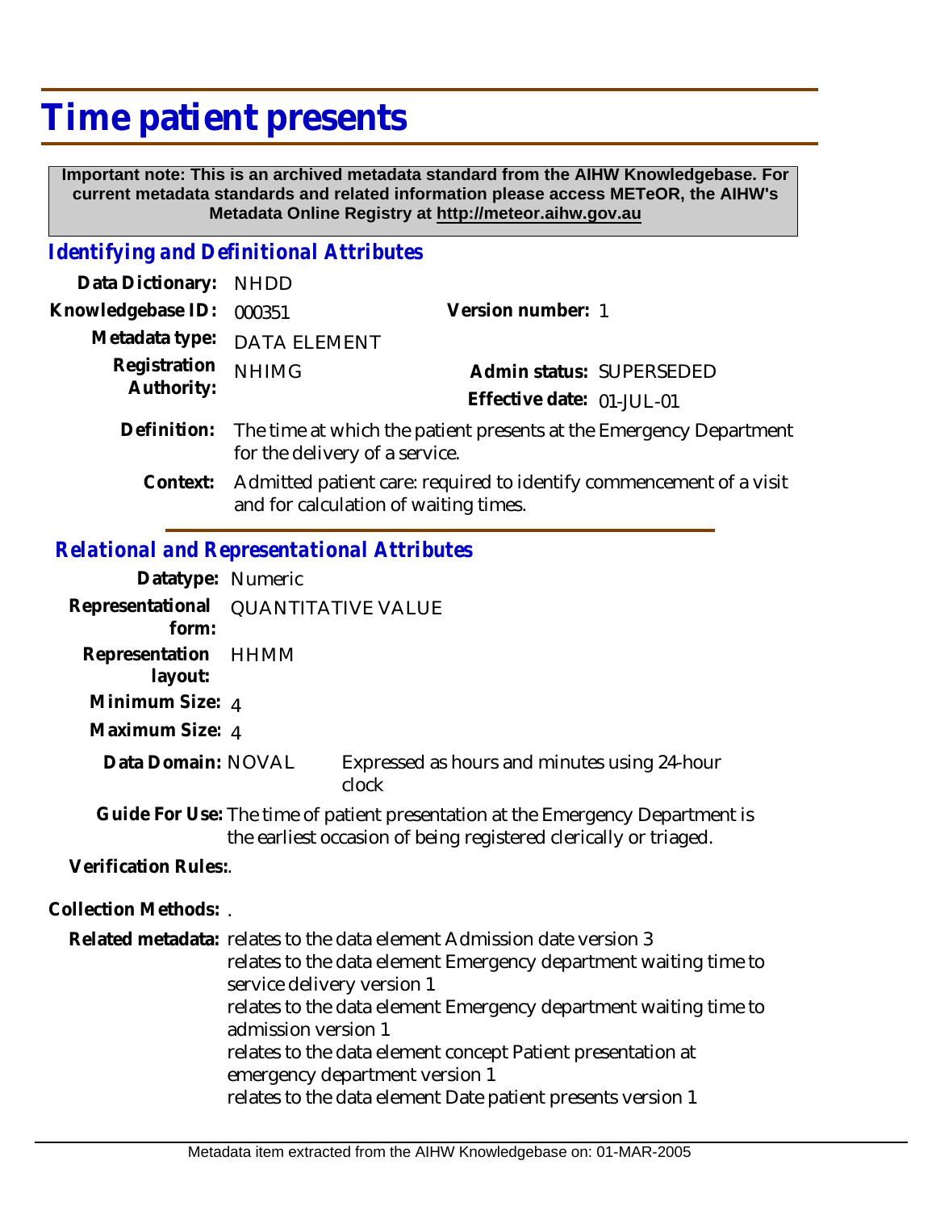# Time patient presents

**Important note: This is an archived metadata standard from the AIHW Knowledgebase. For current metadata standards and related information please access METeOR, the AIHW's Metadata Online Registry at http://meteor.aihw.gov.au**

## *Identifying and Definitional Attributes*

**Data Dictionary:** NHDD

**Knowledgebase ID:** 000351

**Version number:** 1

**Metadata type:** DATA ELEMENT

**Registration Authority:** NHIMG

**Admin status:** SUPERSEDED

**Effective date:** 01-JUL-01

**Definition:** The time at which the patient presents at the Emergency Department for the delivery of a service.

**Context:** Admitted patient care: required to identify commencement of a visit and for calculation of waiting times.

## *Relational and Representational Attributes*

**Datatype:** Numeric

**Representational form:** QUANTITATIVE VALUE

**Representation layout:** HHMM

**Minimum Size:** 4

**Maximum Size:** 4

**Data Domain:** NOVAL Expressed as hours and minutes using 24-hour clock

**Guide For Use:** The time of patient presentation at the Emergency Department is the earliest occasion of being registered clerically or triaged.

**Verification Rules:** .

**Collection Methods:** .

**Related metadata:** relates to the data element Admission date version 3
relates to the data element Emergency department waiting time to service delivery version 1
relates to the data element Emergency department waiting time to admission version 1
relates to the data element concept Patient presentation at emergency department version 1
relates to the data element Date patient presents version 1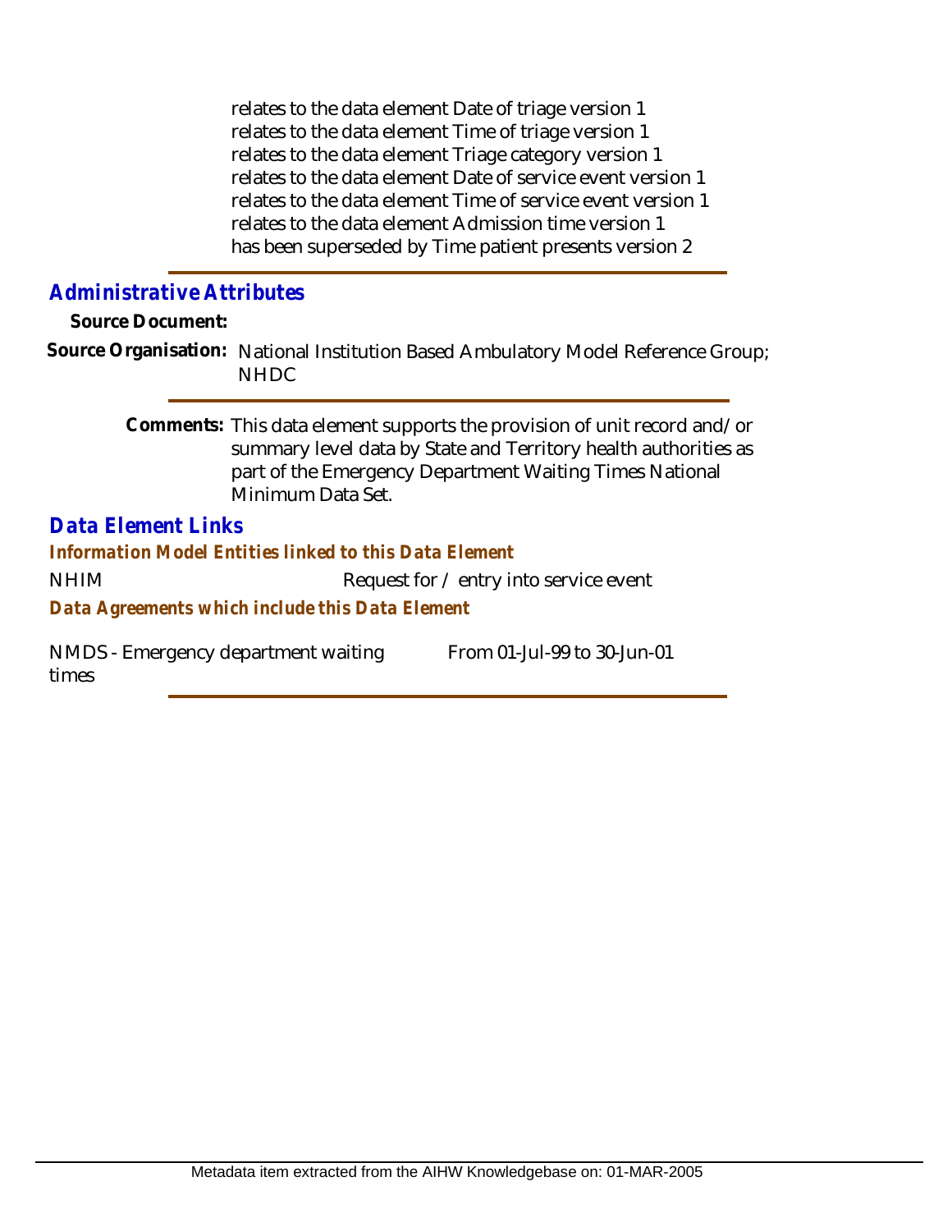relates to the data element Date of triage version 1
relates to the data element Time of triage version 1
relates to the data element Triage category version 1
relates to the data element Date of service event version 1
relates to the data element Time of service event version 1
relates to the data element Admission time version 1
has been superseded by Time patient presents version 2

## Administrative Attributes

**Source Document:**

**Source Organisation:** National Institution Based Ambulatory Model Reference Group; NHDC

**Comments:** This data element supports the provision of unit record and/or summary level data by State and Territory health authorities as part of the Emergency Department Waiting Times National Minimum Data Set.

## Data Element Links

### Information Model Entities linked to this Data Element

NHIM — Request for / entry into service event

### Data Agreements which include this Data Element

NMDS - Emergency department waiting times — From 01-Jul-99 to 30-Jun-01